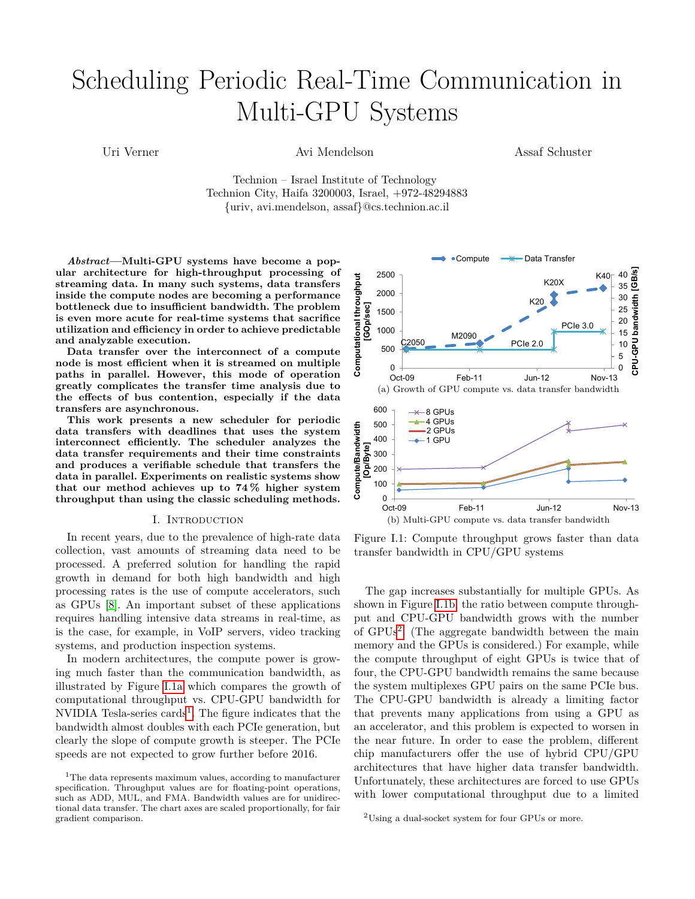# Scheduling Periodic Real-Time Communication in Multi-GPU Systems

Uri Verner, Avi Mendelson, Assaf Schuster

Technion – Israel Institute of Technology
Technion City, Haifa 3200003, Israel, +972-48294883
{uriv, avi.mendelson, assaf}@cs.technion.ac.il

***Abstract*—Multi-GPU systems have become a popular architecture for high-throughput processing of streaming data. In many such systems, data transfers inside the compute nodes are becoming a performance bottleneck due to insufficient bandwidth. The problem is even more acute for real-time systems that sacrifice utilization and efficiency in order to achieve predictable and analyzable execution.**

**Data transfer over the interconnect of a compute node is most efficient when it is streamed on multiple paths in parallel. However, this mode of operation greatly complicates the transfer time analysis due to the effects of bus contention, especially if the data transfers are asynchronous.**

**This work presents a new scheduler for periodic data transfers with deadlines that uses the system interconnect efficiently. The scheduler analyzes the data transfer requirements and their time constraints and produces a verifiable schedule that transfers the data in parallel. Experiments on realistic systems show that our method achieves up to 74 % higher system throughput than using the classic scheduling methods.**

## I. Introduction

In recent years, due to the prevalence of high-rate data collection, vast amounts of streaming data need to be processed. A preferred solution for handling the rapid growth in demand for both high bandwidth and high processing rates is the use of compute accelerators, such as GPUs [8]. An important subset of these applications requires handling intensive data streams in real-time, as is the case, for example, in VoIP servers, video tracking systems, and production inspection systems.

In modern architectures, the compute power is growing much faster than the communication bandwidth, as illustrated by Figure I.1a which compares the growth of computational throughput vs. CPU-GPU bandwidth for NVIDIA Tesla-series cards[1]. The figure indicates that the bandwidth almost doubles with each PCIe generation, but clearly the slope of compute growth is steeper. The PCIe speeds are not expected to grow further before 2016.

(a) Growth of GPU compute vs. data transfer bandwidth

(b) Multi-GPU compute vs. data transfer bandwidth

Figure I.1: Compute throughput grows faster than data transfer bandwidth in CPU/GPU systems

The gap increases substantially for multiple GPUs. As shown in Figure I.1b, the ratio between compute throughput and CPU-GPU bandwidth grows with the number of GPUs[2]. (The aggregate bandwidth between the main memory and the GPUs is considered.) For example, while the compute throughput of eight GPUs is twice that of four, the CPU-GPU bandwidth remains the same because the system multiplexes GPU pairs on the same PCIe bus. The CPU-GPU bandwidth is already a limiting factor that prevents many applications from using a GPU as an accelerator, and this problem is expected to worsen in the near future. In order to ease the problem, different chip manufacturers offer the use of hybrid CPU/GPU architectures that have higher data transfer bandwidth. Unfortunately, these architectures are forced to use GPUs with lower computational throughput due to a limited

[1] The data represents maximum values, according to manufacturer specification. Throughput values are for floating-point operations, such as ADD, MUL, and FMA. Bandwidth values are for unidirectional data transfer. The chart axes are scaled proportionally, for fair gradient comparison.

[2] Using a dual-socket system for four GPUs or more.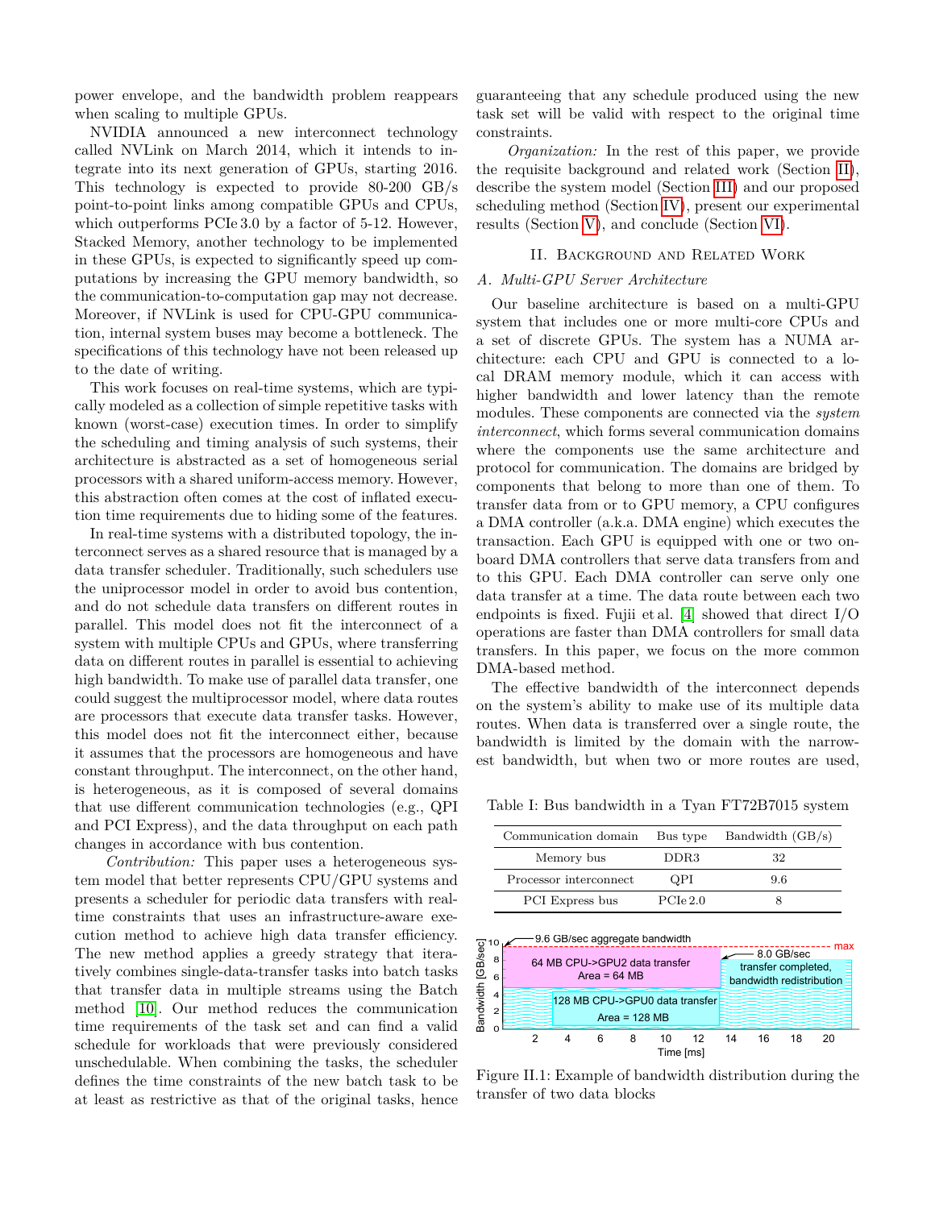power envelope, and the bandwidth problem reappears when scaling to multiple GPUs.

NVIDIA announced a new interconnect technology called NVLink on March 2014, which it intends to integrate into its next generation of GPUs, starting 2016. This technology is expected to provide 80-200 GB/s point-to-point links among compatible GPUs and CPUs, which outperforms PCIe 3.0 by a factor of 5-12. However, Stacked Memory, another technology to be implemented in these GPUs, is expected to significantly speed up computations by increasing the GPU memory bandwidth, so the communication-to-computation gap may not decrease. Moreover, if NVLink is used for CPU-GPU communication, internal system buses may become a bottleneck. The specifications of this technology have not been released up to the date of writing.

This work focuses on real-time systems, which are typically modeled as a collection of simple repetitive tasks with known (worst-case) execution times. In order to simplify the scheduling and timing analysis of such systems, their architecture is abstracted as a set of homogeneous serial processors with a shared uniform-access memory. However, this abstraction often comes at the cost of inflated execution time requirements due to hiding some of the features.

In real-time systems with a distributed topology, the interconnect serves as a shared resource that is managed by a data transfer scheduler. Traditionally, such schedulers use the uniprocessor model in order to avoid bus contention, and do not schedule data transfers on different routes in parallel. This model does not fit the interconnect of a system with multiple CPUs and GPUs, where transferring data on different routes in parallel is essential to achieving high bandwidth. To make use of parallel data transfer, one could suggest the multiprocessor model, where data routes are processors that execute data transfer tasks. However, this model does not fit the interconnect either, because it assumes that the processors are homogeneous and have constant throughput. The interconnect, on the other hand, is heterogeneous, as it is composed of several domains that use different communication technologies (e.g., QPI and PCI Express), and the data throughput on each path changes in accordance with bus contention.

*Contribution:* This paper uses a heterogeneous system model that better represents CPU/GPU systems and presents a scheduler for periodic data transfers with real-time constraints that uses an infrastructure-aware execution method to achieve high data transfer efficiency. The new method applies a greedy strategy that iteratively combines single-data-transfer tasks into batch tasks that transfer data in multiple streams using the Batch method [10]. Our method reduces the communication time requirements of the task set and can find a valid schedule for workloads that were previously considered unschedulable. When combining the tasks, the scheduler defines the time constraints of the new batch task to be at least as restrictive as that of the original tasks, hence guaranteeing that any schedule produced using the new task set will be valid with respect to the original time constraints.

*Organization:* In the rest of this paper, we provide the requisite background and related work (Section II), describe the system model (Section III) and our proposed scheduling method (Section IV), present our experimental results (Section V), and conclude (Section VI).

## II. Background and Related Work

### A. Multi-GPU Server Architecture

Our baseline architecture is based on a multi-GPU system that includes one or more multi-core CPUs and a set of discrete GPUs. The system has a NUMA architecture: each CPU and GPU is connected to a local DRAM memory module, which it can access with higher bandwidth and lower latency than the remote modules. These components are connected via the *system interconnect*, which forms several communication domains where the components use the same architecture and protocol for communication. The domains are bridged by components that belong to more than one of them. To transfer data from or to GPU memory, a CPU configures a DMA controller (a.k.a. DMA engine) which executes the transaction. Each GPU is equipped with one or two on-board DMA controllers that serve data transfers from and to this GPU. Each DMA controller can serve only one data transfer at a time. The data route between each two endpoints is fixed. Fujii et al. [4] showed that direct I/O operations are faster than DMA controllers for small data transfers. In this paper, we focus on the more common DMA-based method.

The effective bandwidth of the interconnect depends on the system's ability to make use of its multiple data routes. When data is transferred over a single route, the bandwidth is limited by the domain with the narrowest bandwidth, but when two or more routes are used,

Table I: Bus bandwidth in a Tyan FT72B7015 system

| Communication domain | Bus type | Bandwidth (GB/s) |
|---|---|---|
| Memory bus | DDR3 | 32 |
| Processor interconnect | QPI | 9.6 |
| PCI Express bus | PCIe 2.0 | 8 |

Figure II.1: Example of bandwidth distribution during the transfer of two data blocks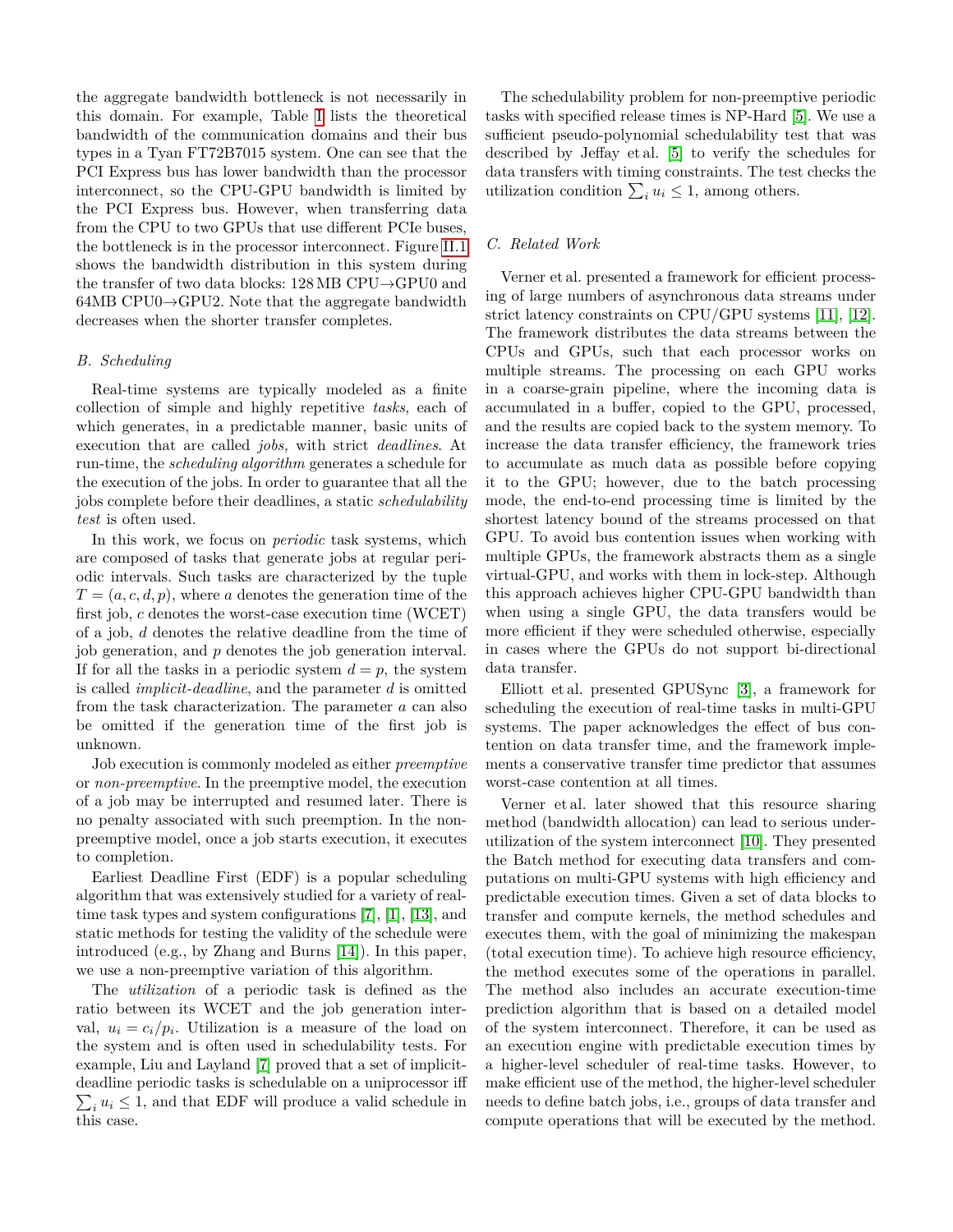the aggregate bandwidth bottleneck is not necessarily in this domain. For example, Table I lists the theoretical bandwidth of the communication domains and their bus types in a Tyan FT72B7015 system. One can see that the PCI Express bus has lower bandwidth than the processor interconnect, so the CPU-GPU bandwidth is limited by the PCI Express bus. However, when transferring data from the CPU to two GPUs that use different PCIe buses, the bottleneck is in the processor interconnect. Figure II.1 shows the bandwidth distribution in this system during the transfer of two data blocks: 128 MB CPU→GPU0 and 64MB CPU0→GPU2. Note that the aggregate bandwidth decreases when the shorter transfer completes.

### B. Scheduling

Real-time systems are typically modeled as a finite collection of simple and highly repetitive *tasks*, each of which generates, in a predictable manner, basic units of execution that are called *jobs,* with strict *deadlines*. At run-time, the *scheduling algorithm* generates a schedule for the execution of the jobs. In order to guarantee that all the jobs complete before their deadlines, a static *schedulability test* is often used.

In this work, we focus on *periodic* task systems, which are composed of tasks that generate jobs at regular periodic intervals. Such tasks are characterized by the tuple $T = (a, c, d, p)$, where $a$ denotes the generation time of the first job, $c$ denotes the worst-case execution time (WCET) of a job, $d$ denotes the relative deadline from the time of job generation, and $p$ denotes the job generation interval. If for all the tasks in a periodic system $d = p$, the system is called *implicit-deadline*, and the parameter $d$ is omitted from the task characterization. The parameter $a$ can also be omitted if the generation time of the first job is unknown.

Job execution is commonly modeled as either *preemptive* or *non-preemptive*. In the preemptive model, the execution of a job may be interrupted and resumed later. There is no penalty associated with such preemption. In the non-preemptive model, once a job starts execution, it executes to completion.

Earliest Deadline First (EDF) is a popular scheduling algorithm that was extensively studied for a variety of real-time task types and system configurations [7], [1], [13], and static methods for testing the validity of the schedule were introduced (e.g., by Zhang and Burns [14]). In this paper, we use a non-preemptive variation of this algorithm.

The *utilization* of a periodic task is defined as the ratio between its WCET and the job generation interval, $u_i = c_i/p_i$. Utilization is a measure of the load on the system and is often used in schedulability tests. For example, Liu and Layland [7] proved that a set of implicit-deadline periodic tasks is schedulable on a uniprocessor iff $\sum_i u_i \leq 1$, and that EDF will produce a valid schedule in this case.

The schedulability problem for non-preemptive periodic tasks with specified release times is NP-Hard [5]. We use a sufficient pseudo-polynomial schedulability test that was described by Jeffay et al. [5] to verify the schedules for data transfers with timing constraints. The test checks the utilization condition $\sum_i u_i \leq 1$, among others.

### C. Related Work

Verner et al. presented a framework for efficient processing of large numbers of asynchronous data streams under strict latency constraints on CPU/GPU systems [11], [12]. The framework distributes the data streams between the CPUs and GPUs, such that each processor works on multiple streams. The processing on each GPU works in a coarse-grain pipeline, where the incoming data is accumulated in a buffer, copied to the GPU, processed, and the results are copied back to the system memory. To increase the data transfer efficiency, the framework tries to accumulate as much data as possible before copying it to the GPU; however, due to the batch processing mode, the end-to-end processing time is limited by the shortest latency bound of the streams processed on that GPU. To avoid bus contention issues when working with multiple GPUs, the framework abstracts them as a single virtual-GPU, and works with them in lock-step. Although this approach achieves higher CPU-GPU bandwidth than when using a single GPU, the data transfers would be more efficient if they were scheduled otherwise, especially in cases where the GPUs do not support bi-directional data transfer.

Elliott et al. presented GPUSync [3], a framework for scheduling the execution of real-time tasks in multi-GPU systems. The paper acknowledges the effect of bus contention on data transfer time, and the framework implements a conservative transfer time predictor that assumes worst-case contention at all times.

Verner et al. later showed that this resource sharing method (bandwidth allocation) can lead to serious under-utilization of the system interconnect [10]. They presented the Batch method for executing data transfers and computations on multi-GPU systems with high efficiency and predictable execution times. Given a set of data blocks to transfer and compute kernels, the method schedules and executes them, with the goal of minimizing the makespan (total execution time). To achieve high resource efficiency, the method executes some of the operations in parallel. The method also includes an accurate execution-time prediction algorithm that is based on a detailed model of the system interconnect. Therefore, it can be used as an execution engine with predictable execution times by a higher-level scheduler of real-time tasks. However, to make efficient use of the method, the higher-level scheduler needs to define batch jobs, i.e., groups of data transfer and compute operations that will be executed by the method.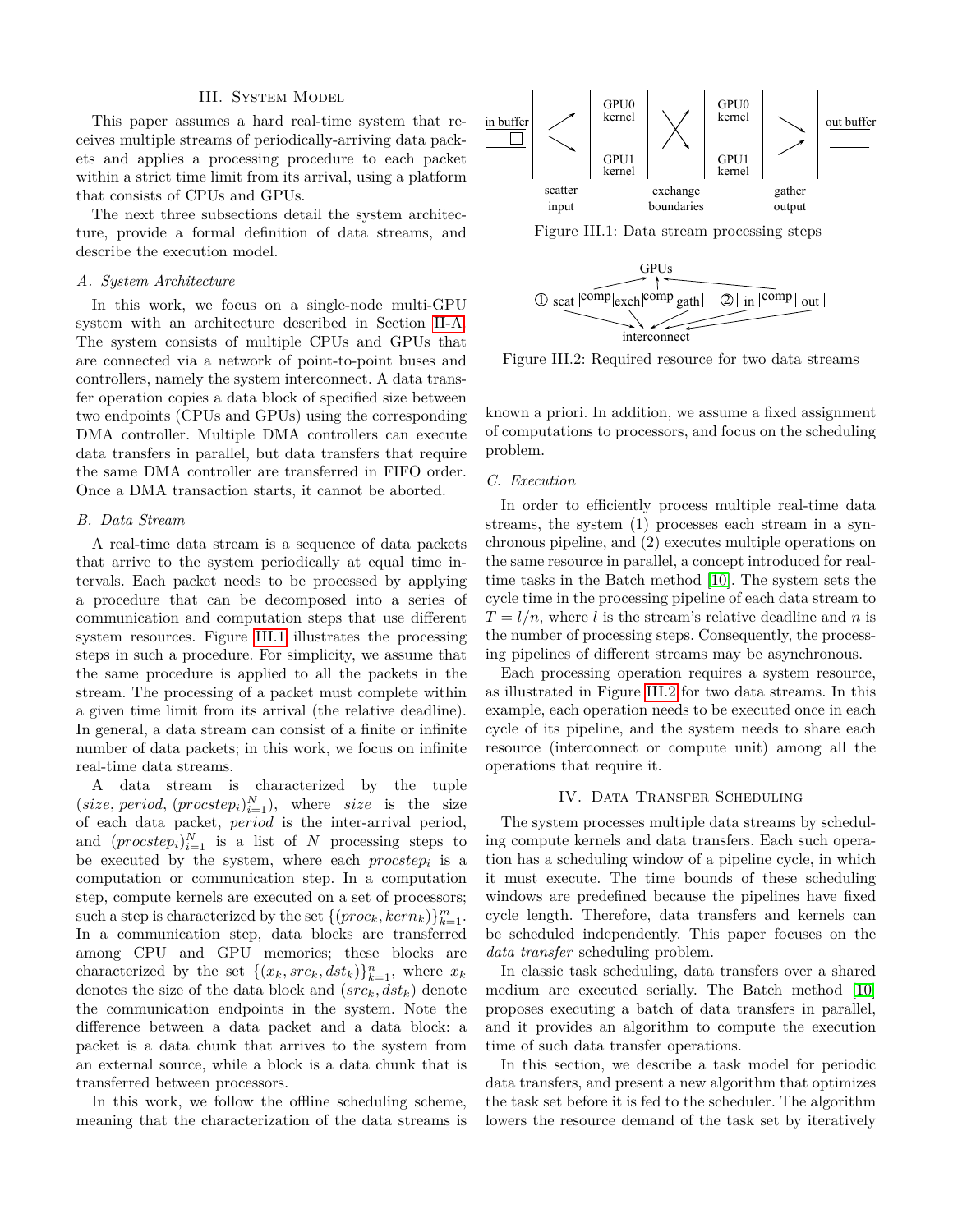## III. System Model

This paper assumes a hard real-time system that receives multiple streams of periodically-arriving data packets and applies a processing procedure to each packet within a strict time limit from its arrival, using a platform that consists of CPUs and GPUs.

The next three subsections detail the system architecture, provide a formal definition of data streams, and describe the execution model.

### A. System Architecture

In this work, we focus on a single-node multi-GPU system with an architecture described in Section II-A. The system consists of multiple CPUs and GPUs that are connected via a network of point-to-point buses and controllers, namely the system interconnect. A data transfer operation copies a data block of specified size between two endpoints (CPUs and GPUs) using the corresponding DMA controller. Multiple DMA controllers can execute data transfers in parallel, but data transfers that require the same DMA controller are transferred in FIFO order. Once a DMA transaction starts, it cannot be aborted.

### B. Data Stream

A real-time data stream is a sequence of data packets that arrive to the system periodically at equal time intervals. Each packet needs to be processed by applying a procedure that can be decomposed into a series of communication and computation steps that use different system resources. Figure III.1 illustrates the processing steps in such a procedure. For simplicity, we assume that the same procedure is applied to all the packets in the stream. The processing of a packet must complete within a given time limit from its arrival (the relative deadline). In general, a data stream can consist of a finite or infinite number of data packets; in this work, we focus on infinite real-time data streams.

A data stream is characterized by the tuple $(size, period, (procstep_i)_{i=1}^{N})$, where $size$ is the size of each data packet, $period$ is the inter-arrival period, and $(procstep_i)_{i=1}^{N}$ is a list of $N$ processing steps to be executed by the system, where each $procstep_i$ is a computation or communication step. In a computation step, compute kernels are executed on a set of processors; such a step is characterized by the set $\{(proc_k, kern_k)\}_{k=1}^{m}$. In a communication step, data blocks are transferred among CPU and GPU memories; these blocks are characterized by the set $\{(x_k, src_k, dst_k)\}_{k=1}^{n}$, where $x_k$ denotes the size of the data block and $(src_k, dst_k)$ denote the communication endpoints in the system. Note the difference between a data packet and a data block: a packet is a data chunk that arrives to the system from an external source, while a block is a data chunk that is transferred between processors.

In this work, we follow the offline scheduling scheme, meaning that the characterization of the data streams is known a priori. In addition, we assume a fixed assignment of computations to processors, and focus on the scheduling problem.

Figure III.1: Data stream processing steps

Figure III.2: Required resource for two data streams

### C. Execution

In order to efficiently process multiple real-time data streams, the system (1) processes each stream in a synchronous pipeline, and (2) executes multiple operations on the same resource in parallel, a concept introduced for real-time tasks in the Batch method [10]. The system sets the cycle time in the processing pipeline of each data stream to $T = l/n$, where $l$ is the stream's relative deadline and $n$ is the number of processing steps. Consequently, the processing pipelines of different streams may be asynchronous.

Each processing operation requires a system resource, as illustrated in Figure III.2 for two data streams. In this example, each operation needs to be executed once in each cycle of its pipeline, and the system needs to share each resource (interconnect or compute unit) among all the operations that require it.

## IV. Data Transfer Scheduling

The system processes multiple data streams by scheduling compute kernels and data transfers. Each such operation has a scheduling window of a pipeline cycle, in which it must execute. The time bounds of these scheduling windows are predefined because the pipelines have fixed cycle length. Therefore, data transfers and kernels can be scheduled independently. This paper focuses on the *data transfer* scheduling problem.

In classic task scheduling, data transfers over a shared medium are executed serially. The Batch method [10] proposes executing a batch of data transfers in parallel, and it provides an algorithm to compute the execution time of such data transfer operations.

In this section, we describe a task model for periodic data transfers, and present a new algorithm that optimizes the task set before it is fed to the scheduler. The algorithm lowers the resource demand of the task set by iteratively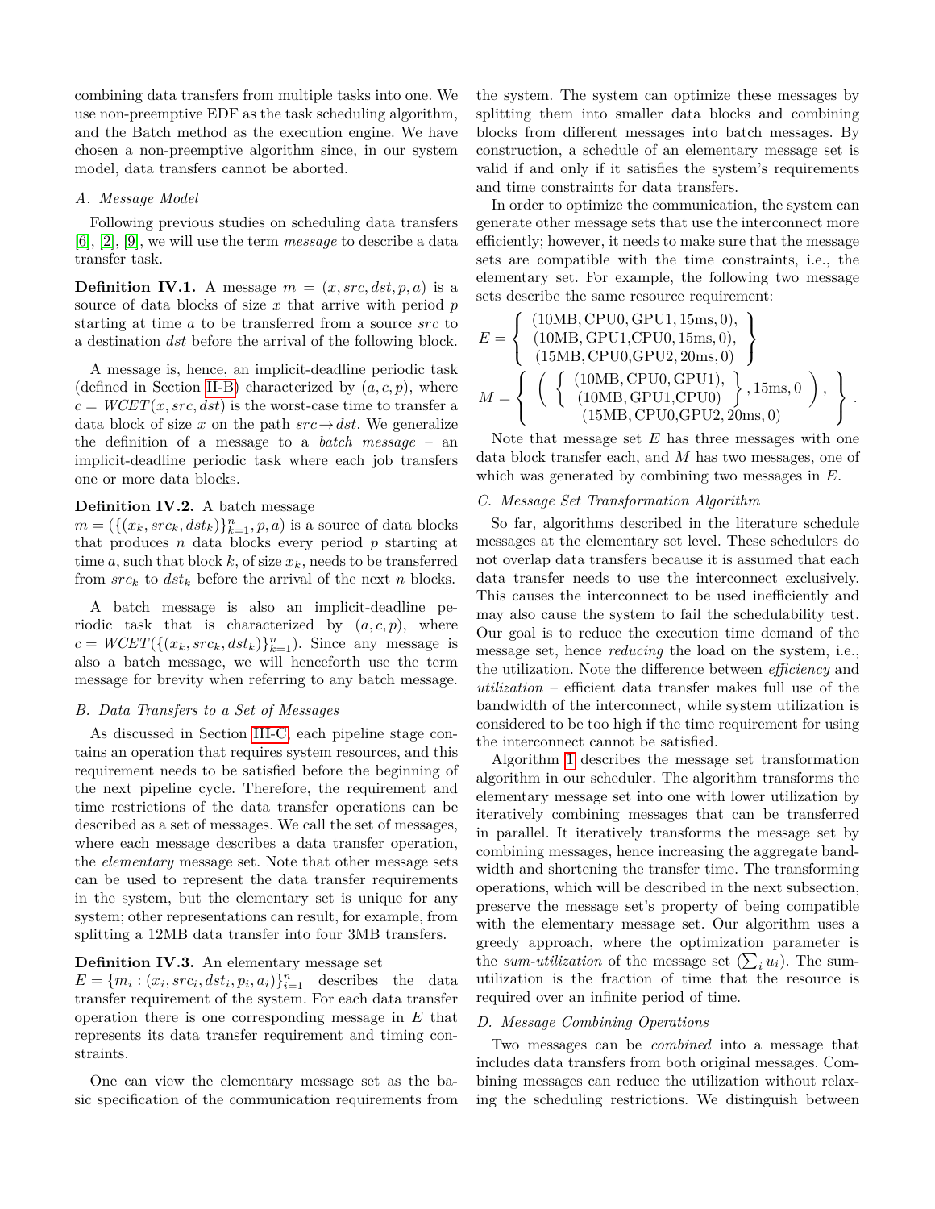combining data transfers from multiple tasks into one. We use non-preemptive EDF as the task scheduling algorithm, and the Batch method as the execution engine. We have chosen a non-preemptive algorithm since, in our system model, data transfers cannot be aborted.

### A. Message Model

Following previous studies on scheduling data transfers [6], [2], [9], we will use the term *message* to describe a data transfer task.

**Definition IV.1.** A message $m = (x, src, dst, p, a)$ is a source of data blocks of size $x$ that arrive with period $p$ starting at time $a$ to be transferred from a source $src$ to a destination $dst$ before the arrival of the following block.

A message is, hence, an implicit-deadline periodic task (defined in Section II-B) characterized by $(a, c, p)$, where $c = WCET(x, src, dst)$ is the worst-case time to transfer a data block of size $x$ on the path $src \rightarrow dst$. We generalize the definition of a message to a *batch message* – an implicit-deadline periodic task where each job transfers one or more data blocks.

**Definition IV.2.** A batch message $m = (\{(x_k, src_k, dst_k)\}_{k=1}^{n}, p, a)$ is a source of data blocks that produces $n$ data blocks every period $p$ starting at time $a$, such that block $k$, of size $x_k$, needs to be transferred from $src_k$ to $dst_k$ before the arrival of the next $n$ blocks.

A batch message is also an implicit-deadline periodic task that is characterized by $(a, c, p)$, where $c = WCET(\{(x_k, src_k, dst_k)\}_{k=1}^{n})$. Since any message is also a batch message, we will henceforth use the term message for brevity when referring to any batch message.

### B. Data Transfers to a Set of Messages

As discussed in Section III-C, each pipeline stage contains an operation that requires system resources, and this requirement needs to be satisfied before the beginning of the next pipeline cycle. Therefore, the requirement and time restrictions of the data transfer operations can be described as a set of messages. We call the set of messages, where each message describes a data transfer operation, the *elementary* message set. Note that other message sets can be used to represent the data transfer requirements in the system, but the elementary set is unique for any system; other representations can result, for example, from splitting a 12MB data transfer into four 3MB transfers.

**Definition IV.3.** An elementary message set $E = \{m_i : (x_i, src_i, dst_i, p_i, a_i)\}_{i=1}^{n}$ describes the data transfer requirement of the system. For each data transfer operation there is one corresponding message in $E$ that represents its data transfer requirement and timing constraints.

One can view the elementary message set as the basic specification of the communication requirements from the system. The system can optimize these messages by splitting them into smaller data blocks and combining blocks from different messages into batch messages. By construction, a schedule of an elementary message set is valid if and only if it satisfies the system's requirements and time constraints for data transfers.

In order to optimize the communication, the system can generate other message sets that use the interconnect more efficiently; however, it needs to make sure that the message sets are compatible with the time constraints, i.e., the elementary set. For example, the following two message sets describe the same resource requirement:

$$E = \left\{ \begin{array}{c} (10\text{MB}, \text{CPU0}, \text{GPU1}, 15\text{ms}, 0), \\ (10\text{MB}, \text{GPU1}, \text{CPU0}, 15\text{ms}, 0), \\ (15\text{MB}, \text{CPU0}, \text{GPU2}, 20\text{ms}, 0) \end{array} \right\}$$

$$M = \left\{ \begin{array}{c} \left( \left\{ \begin{array}{c} (10\text{MB}, \text{CPU0}, \text{GPU1}), \\ (10\text{MB}, \text{GPU1}, \text{CPU0}) \end{array} \right\}, 15\text{ms}, 0 \right), \\ (15\text{MB}, \text{CPU0}, \text{GPU2}, 20\text{ms}, 0) \end{array} \right\}.$$

Note that message set $E$ has three messages with one data block transfer each, and $M$ has two messages, one of which was generated by combining two messages in $E$.

### C. Message Set Transformation Algorithm

So far, algorithms described in the literature schedule messages at the elementary set level. These schedulers do not overlap data transfers because it is assumed that each data transfer needs to use the interconnect exclusively. This causes the interconnect to be used inefficiently and may also cause the system to fail the schedulability test. Our goal is to reduce the execution time demand of the message set, hence *reducing* the load on the system, i.e., the utilization. Note the difference between *efficiency* and *utilization* – efficient data transfer makes full use of the bandwidth of the interconnect, while system utilization is considered to be too high if the time requirement for using the interconnect cannot be satisfied.

Algorithm 1 describes the message set transformation algorithm in our scheduler. The algorithm transforms the elementary message set into one with lower utilization by iteratively combining messages that can be transferred in parallel. It iteratively transforms the message set by combining messages, hence increasing the aggregate bandwidth and shortening the transfer time. The transforming operations, which will be described in the next subsection, preserve the message set's property of being compatible with the elementary message set. Our algorithm uses a greedy approach, where the optimization parameter is the *sum-utilization* of the message set ($\sum_i u_i$). The sum-utilization is the fraction of time that the resource is required over an infinite period of time.

### D. Message Combining Operations

Two messages can be *combined* into a message that includes data transfers from both original messages. Combining messages can reduce the utilization without relaxing the scheduling restrictions. We distinguish between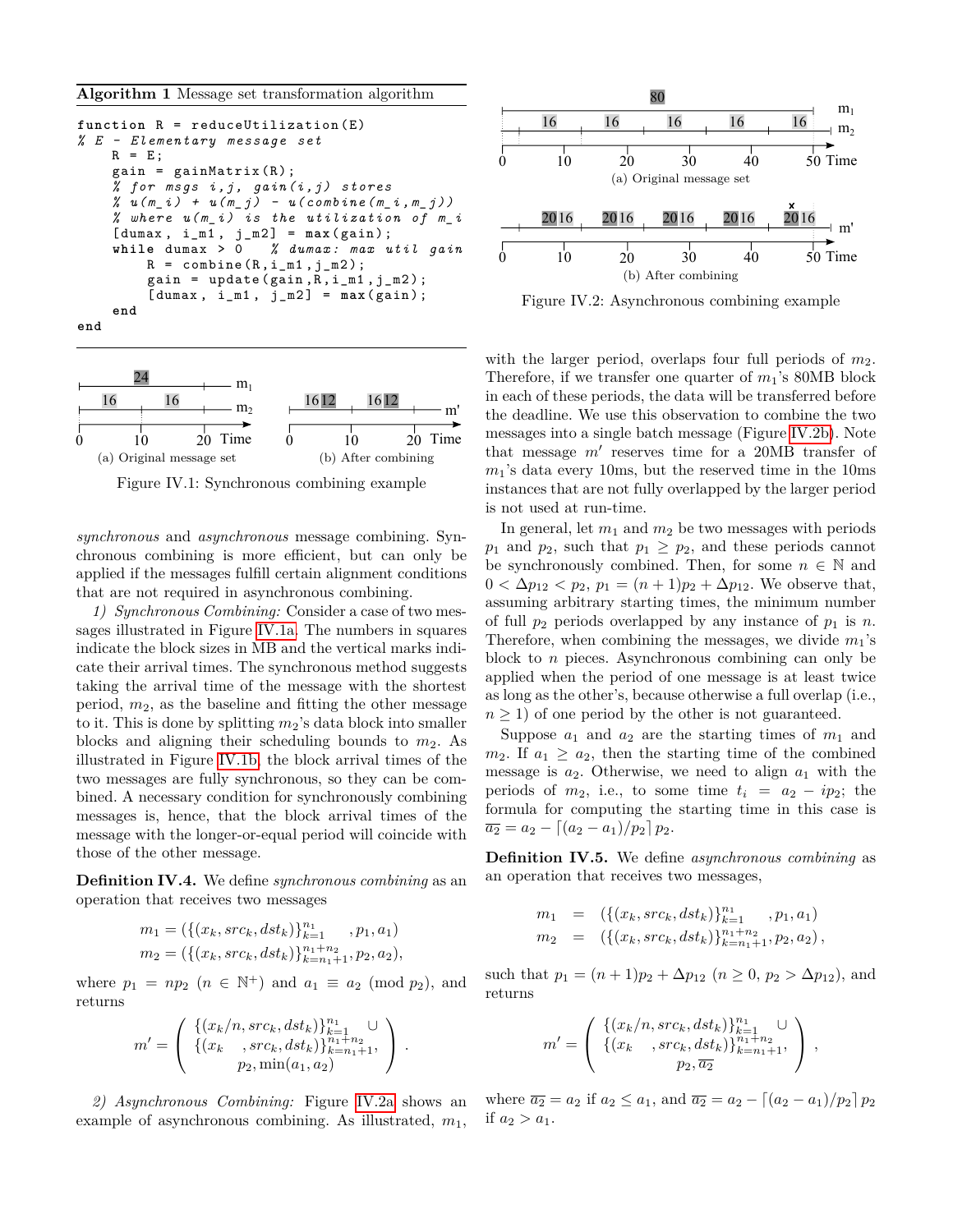**Algorithm 1** Message set transformation algorithm

```
function R = reduceUtilization(E)
% E - Elementary message set
    R = E;
    gain = gainMatrix(R);
    % for msgs i,j, gain(i,j) stores
    % u(m_i) + u(m_j) - u(combine(m_i,m_j))
    % where u(m_i) is the utilization of m_i
    [dumax, i_m1, j_m2] = max(gain);
    while dumax > 0   % dumax: max util gain
        R = combine(R,i_m1,j_m2);
        gain = update(gain,R,i_m1,j_m2);
        [dumax, i_m1, j_m2] = max(gain);
    end
end
```

(a) Original message set

(b) After combining

Figure IV.1: Synchronous combining example

*synchronous* and *asynchronous* message combining. Synchronous combining is more efficient, but can only be applied if the messages fulfill certain alignment conditions that are not required in asynchronous combining.

*1) Synchronous Combining:* Consider a case of two messages illustrated in Figure IV.1a. The numbers in squares indicate the block sizes in MB and the vertical marks indicate their arrival times. The synchronous method suggests taking the arrival time of the message with the shortest period, $m_2$, as the baseline and fitting the other message to it. This is done by splitting $m_2$'s data block into smaller blocks and aligning their scheduling bounds to $m_2$. As illustrated in Figure IV.1b, the block arrival times of the two messages are fully synchronous, so they can be combined. A necessary condition for synchronously combining messages is, hence, that the block arrival times of the message with the longer-or-equal period will coincide with those of the other message.

**Definition IV.4.** We define *synchronous combining* as an operation that receives two messages

$$m_1 = (\{(x_k, src_k, dst_k)\}_{k=1}^{n_1} \quad , p_1, a_1)$$
$$m_2 = (\{(x_k, src_k, dst_k)\}_{k=n_1+1}^{n_1+n_2}, p_2, a_2),$$

where $p_1 = np_2$ ($n \in \mathbb{N}^+$) and $a_1 \equiv a_2 \pmod{p_2}$, and returns

$$m' = \begin{pmatrix} \{(x_k/n, src_k, dst_k)\}_{k=1}^{n_1} \cup \\ \{(x_k \quad, src_k, dst_k)\}_{k=n_1+1}^{n_1+n_2}, \\ p_2, \min(a_1, a_2) \end{pmatrix}.$$

*2) Asynchronous Combining:* Figure IV.2a shows an example of asynchronous combining. As illustrated, $m_1$,

(a) Original message set

(b) After combining

Figure IV.2: Asynchronous combining example

with the larger period, overlaps four full periods of $m_2$. Therefore, if we transfer one quarter of $m_1$'s 80MB block in each of these periods, the data will be transferred before the deadline. We use this observation to combine the two messages into a single batch message (Figure IV.2b). Note that message $m'$ reserves time for a 20MB transfer of $m_1$'s data every 10ms, but the reserved time in the 10ms instances that are not fully overlapped by the larger period is not used at run-time.

In general, let $m_1$ and $m_2$ be two messages with periods $p_1$ and $p_2$, such that $p_1 \geq p_2$, and these periods cannot be synchronously combined. Then, for some $n \in \mathbb{N}$ and $0 < \Delta p_{12} < p_2$, $p_1 = (n+1)p_2 + \Delta p_{12}$. We observe that, assuming arbitrary starting times, the minimum number of full $p_2$ periods overlapped by any instance of $p_1$ is $n$. Therefore, when combining the messages, we divide $m_1$'s block to $n$ pieces. Asynchronous combining can only be applied when the period of one message is at least twice as long as the other's, because otherwise a full overlap (i.e., $n \geq 1$) of one period by the other is not guaranteed.

Suppose $a_1$ and $a_2$ are the starting times of $m_1$ and $m_2$. If $a_1 \geq a_2$, then the starting time of the combined message is $a_2$. Otherwise, we need to align $a_1$ with the periods of $m_2$, i.e., to some time $t_i = a_2 - ip_2$; the formula for computing the starting time in this case is $\overline{a_2} = a_2 - \lceil (a_2 - a_1)/p_2 \rceil p_2$.

**Definition IV.5.** We define *asynchronous combining* as an operation that receives two messages,

$$m_1 = (\{(x_k, src_k, dst_k)\}_{k=1}^{n_1} \quad , p_1, a_1)$$
$$m_2 = (\{(x_k, src_k, dst_k)\}_{k=n_1+1}^{n_1+n_2}, p_2, a_2),$$

such that $p_1 = (n+1)p_2 + \Delta p_{12}$ ($n \geq 0$, $p_2 > \Delta p_{12}$), and returns

$$m' = \begin{pmatrix} \{(x_k/n, src_k, dst_k)\}_{k=1}^{n_1} \cup \\ \{(x_k \quad, src_k, dst_k)\}_{k=n_1+1}^{n_1+n_2}, \\ p_2, \overline{a_2} \end{pmatrix},$$

where $\overline{a_2} = a_2$ if $a_2 \leq a_1$, and $\overline{a_2} = a_2 - \lceil (a_2 - a_1)/p_2 \rceil p_2$ if $a_2 > a_1$.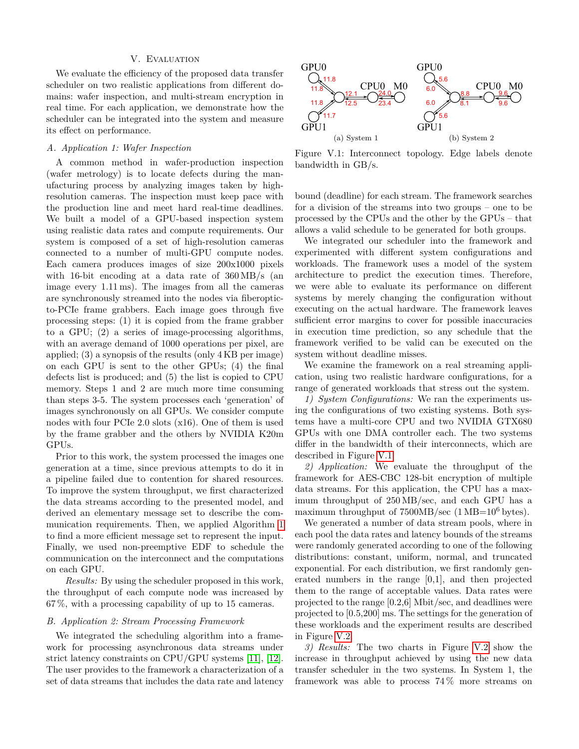## V. Evaluation

We evaluate the efficiency of the proposed data transfer scheduler on two realistic applications from different domains: wafer inspection, and multi-stream encryption in real time. For each application, we demonstrate how the scheduler can be integrated into the system and measure its effect on performance.

### A. Application 1: Wafer Inspection

A common method in wafer-production inspection (wafer metrology) is to locate defects during the manufacturing process by analyzing images taken by high-resolution cameras. The inspection must keep pace with the production line and meet hard real-time deadlines. We built a model of a GPU-based inspection system using realistic data rates and compute requirements. Our system is composed of a set of high-resolution cameras connected to a number of multi-GPU compute nodes. Each camera produces images of size 200x1000 pixels with 16-bit encoding at a data rate of 360 MB/s (an image every 1.11 ms). The images from all the cameras are synchronously streamed into the nodes via fiberoptic-to-PCIe frame grabbers. Each image goes through five processing steps: (1) it is copied from the frame grabber to a GPU; (2) a series of image-processing algorithms, with an average demand of 1000 operations per pixel, are applied; (3) a synopsis of the results (only 4 KB per image) on each GPU is sent to the other GPUs; (4) the final defects list is produced; and (5) the list is copied to CPU memory. Steps 1 and 2 are much more time consuming than steps 3-5. The system processes each 'generation' of images synchronously on all GPUs. We consider compute nodes with four PCIe 2.0 slots (x16). One of them is used by the frame grabber and the others by NVIDIA K20m GPUs.

Prior to this work, the system processed the images one generation at a time, since previous attempts to do it in a pipeline failed due to contention for shared resources. To improve the system throughput, we first characterized the data streams according to the presented model, and derived an elementary message set to describe the communication requirements. Then, we applied Algorithm 1 to find a more efficient message set to represent the input. Finally, we used non-preemptive EDF to schedule the communication on the interconnect and the computations on each GPU.

*Results:* By using the scheduler proposed in this work, the throughput of each compute node was increased by 67 %, with a processing capability of up to 15 cameras.

### B. Application 2: Stream Processing Framework

We integrated the scheduling algorithm into a framework for processing asynchronous data streams under strict latency constraints on CPU/GPU systems [11], [12]. The user provides to the framework a characterization of a set of data streams that includes the data rate and latency bound (deadline) for each stream. The framework searches for a division of the streams into two groups – one to be processed by the CPUs and the other by the GPUs – that allows a valid schedule to be generated for both groups.

(a) System 1 — GPU0↔hub: 11.8 / 11.8; GPU1↔hub: 11.8 / 11.7; hub↔CPU0: 12.1 / 12.5; CPU0↔M0: 24.0 / 23.4

(b) System 2 — GPU0↔hub: 5.6 / 6.0; GPU1↔hub: 6.0 / 5.6; hub↔CPU0: 8.8 / 8.1; CPU0↔M0: 9.6 / 9.6

Figure V.1: Interconnect topology. Edge labels denote bandwidth in GB/s.

We integrated our scheduler into the framework and experimented with different system configurations and workloads. The framework uses a model of the system architecture to predict the execution times. Therefore, we were able to evaluate its performance on different systems by merely changing the configuration without executing on the actual hardware. The framework leaves sufficient error margins to cover for possible inaccuracies in execution time prediction, so any schedule that the framework verified to be valid can be executed on the system without deadline misses.

We examine the framework on a real streaming application, using two realistic hardware configurations, for a range of generated workloads that stress out the system.

*1) System Configurations:* We ran the experiments using the configurations of two existing systems. Both systems have a multi-core CPU and two NVIDIA GTX680 GPUs with one DMA controller each. The two systems differ in the bandwidth of their interconnects, which are described in Figure V.1.

*2) Application:* We evaluate the throughput of the framework for AES-CBC 128-bit encryption of multiple data streams. For this application, the CPU has a maximum throughput of 250 MB/sec, and each GPU has a maximum throughput of 7500MB/sec (1 MB=$10^6$ bytes).

We generated a number of data stream pools, where in each pool the data rates and latency bounds of the streams were randomly generated according to one of the following distributions: constant, uniform, normal, and truncated exponential. For each distribution, we first randomly generated numbers in the range [0,1], and then projected them to the range of acceptable values. Data rates were projected to the range [0.2,6] Mbit/sec, and deadlines were projected to [0.5,200] ms. The settings for the generation of these workloads and the experiment results are described in Figure V.2.

*3) Results:* The two charts in Figure V.2 show the increase in throughput achieved by using the new data transfer scheduler in the two systems. In System 1, the framework was able to process 74 % more streams on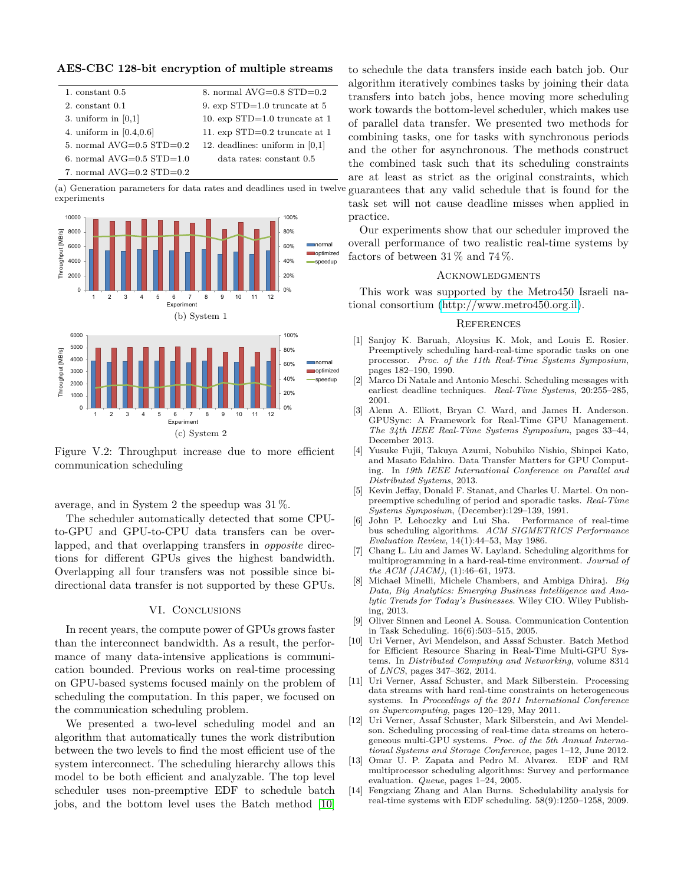**AES-CBC 128-bit encryption of multiple streams**

| | |
|---|---|
| 1. constant 0.5 | 8. normal AVG=0.8 STD=0.2 |
| 2. constant 0.1 | 9. exp STD=1.0 truncate at 5 |
| 3. uniform in [0,1] | 10. exp STD=1.0 truncate at 1 |
| 4. uniform in [0.4,0.6] | 11. exp STD=0.2 truncate at 1 |
| 5. normal AVG=0.5 STD=0.2 | 12. deadlines: uniform in [0,1] |
| 6. normal AVG=0.5 STD=1.0 | data rates: constant 0.5 |
| 7. normal AVG=0.2 STD=0.2 | |

(a) Generation parameters for data rates and deadlines used in twelve experiments

Throughput [MB/s]
10000
8000
6000
4000
2000
0
100%
80%
60%
40%
20%
0%
1 2 3 4 5 6 7 8 9 10 11 12
Experiment
normal
optimized
speedup

(b) System 1

Throughput [MB/s]
6000
5000
4000
3000
2000
1000
0
100%
80%
60%
40%
20%
0%
1 2 3 4 5 6 7 8 9 10 11 12
Experiment
normal
optimized
speedup

(c) System 2

Figure V.2: Throughput increase due to more efficient communication scheduling

average, and in System 2 the speedup was 31%.

The scheduler automatically detected that some CPU-to-GPU and GPU-to-CPU data transfers can be overlapped, and that overlapping transfers in *opposite* directions for different GPUs gives the highest bandwidth. Overlapping all four transfers was not possible since bi-directional data transfer is not supported by these GPUs.

## VI. Conclusions

In recent years, the compute power of GPUs grows faster than the interconnect bandwidth. As a result, the performance of many data-intensive applications is communication bounded. Previous works on real-time processing on GPU-based systems focused mainly on the problem of scheduling the computation. In this paper, we focused on the communication scheduling problem.

We presented a two-level scheduling model and an algorithm that automatically tunes the work distribution between the two levels to find the most efficient use of the system interconnect. The scheduling hierarchy allows this model to be both efficient and analyzable. The top level scheduler uses non-preemptive EDF to schedule batch jobs, and the bottom level uses the Batch method [10] to schedule the data transfers inside each batch job. Our algorithm iteratively combines tasks by joining their data transfers into batch jobs, hence moving more scheduling work towards the bottom-level scheduler, which makes use of parallel data transfer. We presented two methods for combining tasks, one for tasks with synchronous periods and the other for asynchronous. The methods construct the combined task such that its scheduling constraints are at least as strict as the original constraints, which guarantees that any valid schedule that is found for the task set will not cause deadline misses when applied in practice.

Our experiments show that our scheduler improved the overall performance of two realistic real-time systems by factors of between 31% and 74%.

## Acknowledgments

This work was supported by the Metro450 Israeli national consortium (http://www.metro450.org.il).

## References

[1] Sanjoy K. Baruah, Aloysius K. Mok, and Louis E. Rosier. Preemptively scheduling hard-real-time sporadic tasks on one processor. *Proc. of the 11th Real-Time Systems Symposium*, pages 182–190, 1990.

[2] Marco Di Natale and Antonio Meschi. Scheduling messages with earliest deadline techniques. *Real-Time Systems*, 20:255–285, 2001.

[3] Alenn A. Elliott, Bryan C. Ward, and James H. Anderson. GPUSync: A Framework for Real-Time GPU Management. *The 34th IEEE Real-Time Systems Symposium*, pages 33–44, December 2013.

[4] Yusuke Fujii, Takuya Azumi, Nobuhiko Nishio, Shinpei Kato, and Masato Edahiro. Data Transfer Matters for GPU Computing. In *19th IEEE International Conference on Parallel and Distributed Systems*, 2013.

[5] Kevin Jeffay, Donald F. Stanat, and Charles U. Martel. On non-preemptive scheduling of period and sporadic tasks. *Real-Time Systems Symposium*, (December):129–139, 1991.

[6] John P. Lehoczky and Lui Sha. Performance of real-time bus scheduling algorithms. *ACM SIGMETRICS Performance Evaluation Review*, 14(1):44–53, May 1986.

[7] Chang L. Liu and James W. Layland. Scheduling algorithms for multiprogramming in a hard-real-time environment. *Journal of the ACM (JACM)*, (1):46–61, 1973.

[8] Michael Minelli, Michele Chambers, and Ambiga Dhiraj. *Big Data, Big Analytics: Emerging Business Intelligence and Analytic Trends for Today's Businesses*. Wiley CIO. Wiley Publishing, 2013.

[9] Oliver Sinnen and Leonel A. Sousa. Communication Contention in Task Scheduling. 16(6):503–515, 2005.

[10] Uri Verner, Avi Mendelson, and Assaf Schuster. Batch Method for Efficient Resource Sharing in Real-Time Multi-GPU Systems. In *Distributed Computing and Networking*, volume 8314 of *LNCS*, pages 347–362, 2014.

[11] Uri Verner, Assaf Schuster, and Mark Silberstein. Processing data streams with hard real-time constraints on heterogeneous systems. In *Proceedings of the 2011 International Conference on Supercomputing*, pages 120–129, May 2011.

[12] Uri Verner, Assaf Schuster, Mark Silberstein, and Avi Mendelson. Scheduling processing of real-time data streams on heterogeneous multi-GPU systems. *Proc. of the 5th Annual International Systems and Storage Conference*, pages 1–12, June 2012.

[13] Omar U. P. Zapata and Pedro M. Alvarez. EDF and RM multiprocessor scheduling algorithms: Survey and performance evaluation. *Queue*, pages 1–24, 2005.

[14] Fengxiang Zhang and Alan Burns. Schedulability analysis for real-time systems with EDF scheduling. 58(9):1250–1258, 2009.